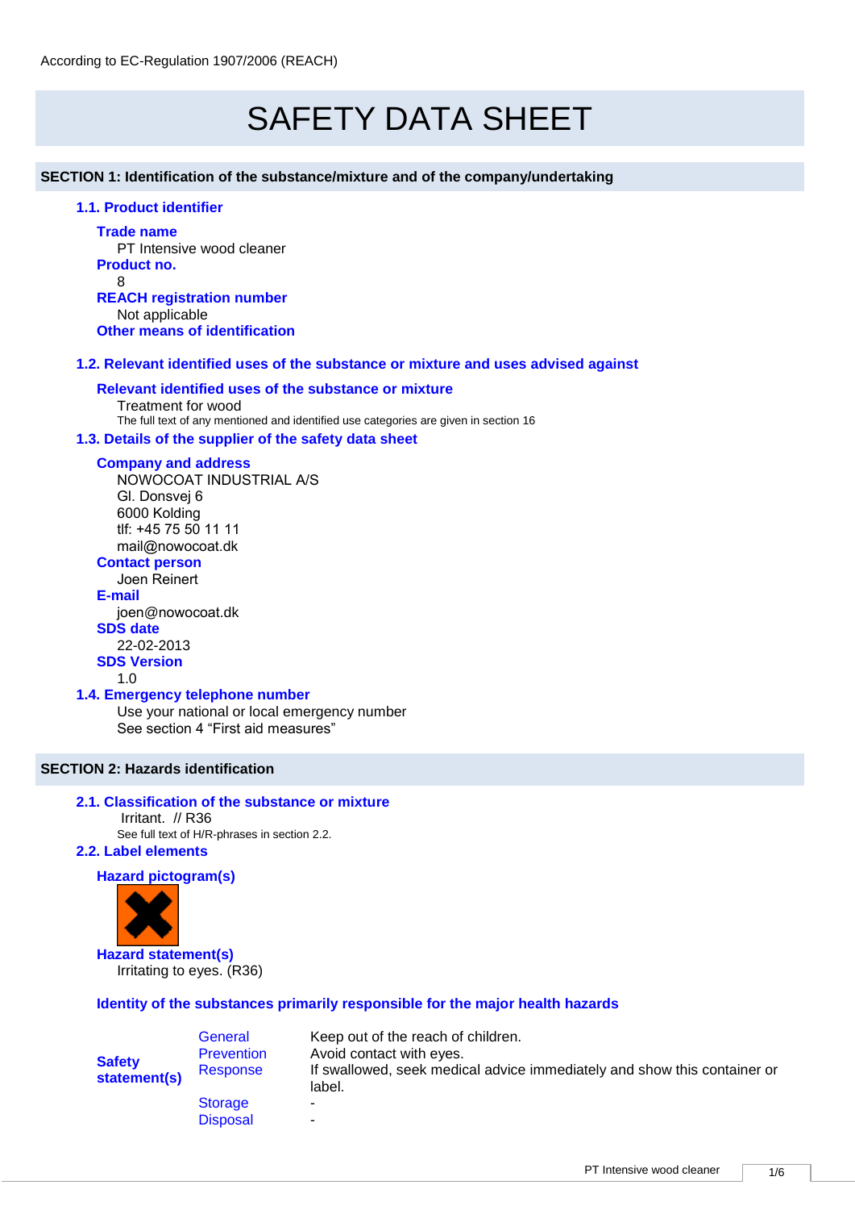According to EC-Regulation 1907/2006 (REACH)

# SAFETY DATA SHEET

## SECTION 1: Identification of the substance/mixture and of the company/undertaking

### 1.1. Product identifier

**Trade name**
PT Intensive wood cleaner

**Product no.**
8

**REACH registration number**
Not applicable

**Other means of identification**

### 1.2. Relevant identified uses of the substance or mixture and uses advised against

**Relevant identified uses of the substance or mixture**
Treatment for wood
The full text of any mentioned and identified use categories are given in section 16

### 1.3. Details of the supplier of the safety data sheet

**Company and address**
NOWOCOAT INDUSTRIAL A/S
Gl. Donsvej 6
6000 Kolding
tlf: +45 75 50 11 11
mail@nowocoat.dk

**Contact person**
Joen Reinert

**E-mail**
joen@nowocoat.dk

**SDS date**
22-02-2013

**SDS Version**
1.0

### 1.4. Emergency telephone number

Use your national or local emergency number
See section 4 “First aid measures”

## SECTION 2: Hazards identification

### 2.1. Classification of the substance or mixture

Irritant. // R36
See full text of H/R-phrases in section 2.2.

### 2.2. Label elements

**Hazard pictogram(s)**

**Hazard statement(s)**
Irritating to eyes. (R36)

**Identity of the substances primarily responsible for the major health hazards**

| | | |
|---|---|---|
| **Safety statement(s)** | General | Keep out of the reach of children. |
| | Prevention | Avoid contact with eyes. |
| | Response | If swallowed, seek medical advice immediately and show this container or label. |
| | Storage | - |
| | Disposal | - |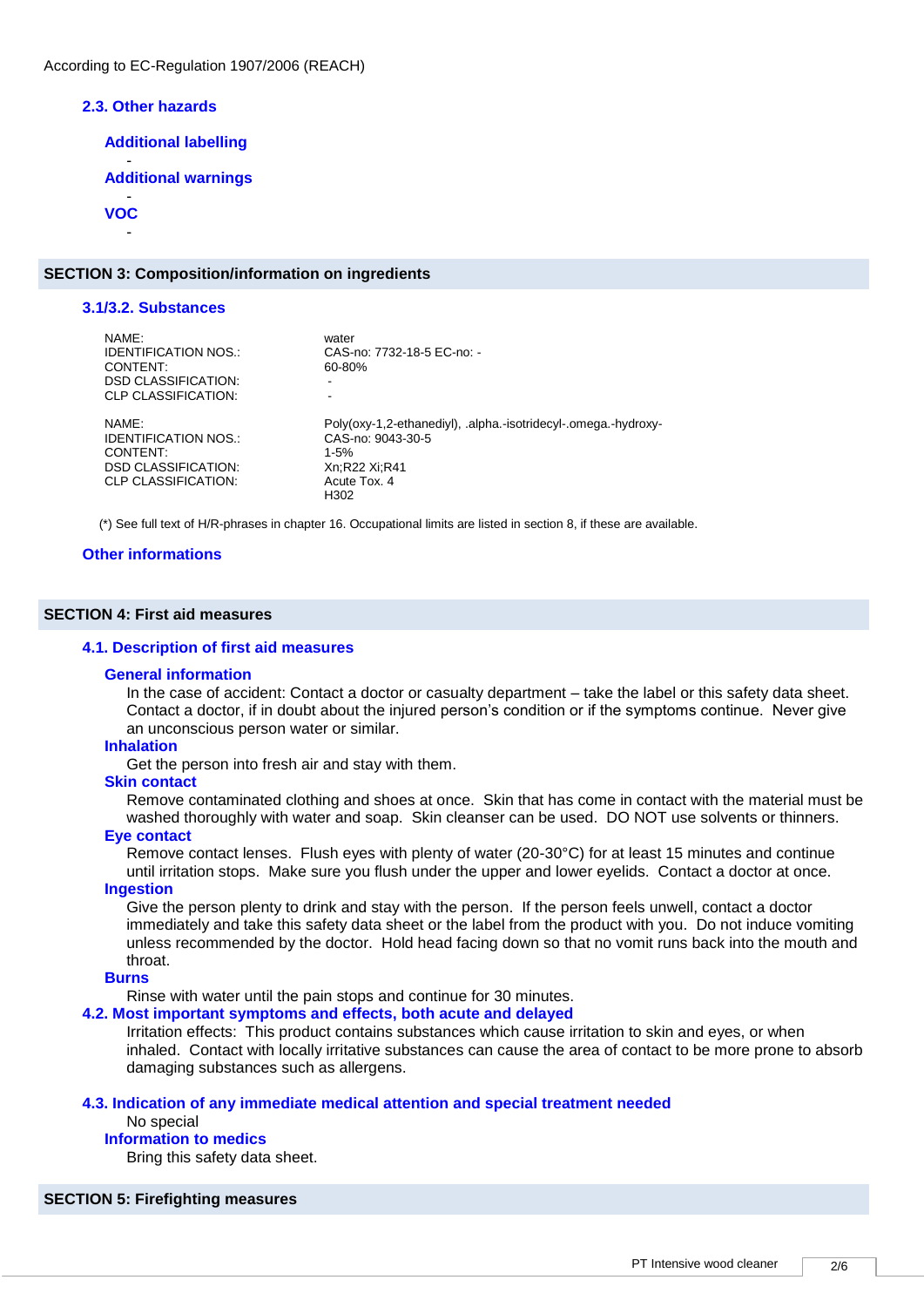According to EC-Regulation 1907/2006 (REACH)

### 2.3. Other hazards

**Additional labelling**

-

**Additional warnings**

-

**VOC**

-

## SECTION 3: Composition/information on ingredients

### 3.1/3.2. Substances

| | |
|---|---|
| NAME: | water |
| IDENTIFICATION NOS.: | CAS-no: 7732-18-5 EC-no: - |
| CONTENT: | 60-80% |
| DSD CLASSIFICATION: | - |
| CLP CLASSIFICATION: | - |

| | |
|---|---|
| NAME: | Poly(oxy-1,2-ethanediyl), .alpha.-isotridecyl-.omega.-hydroxy- |
| IDENTIFICATION NOS.: | CAS-no: 9043-30-5 |
| CONTENT: | 1-5% |
| DSD CLASSIFICATION: | Xn;R22 Xi;R41 |
| CLP CLASSIFICATION: | Acute Tox. 4<br>H302 |

(*) See full text of H/R-phrases in chapter 16. Occupational limits are listed in section 8, if these are available.

### Other informations

## SECTION 4: First aid measures

### 4.1. Description of first aid measures

**General information**

In the case of accident: Contact a doctor or casualty department – take the label or this safety data sheet. Contact a doctor, if in doubt about the injured person's condition or if the symptoms continue. Never give an unconscious person water or similar.

**Inhalation**

Get the person into fresh air and stay with them.

**Skin contact**

Remove contaminated clothing and shoes at once. Skin that has come in contact with the material must be washed thoroughly with water and soap. Skin cleanser can be used. DO NOT use solvents or thinners.

**Eye contact**

Remove contact lenses. Flush eyes with plenty of water (20-30°C) for at least 15 minutes and continue until irritation stops. Make sure you flush under the upper and lower eyelids. Contact a doctor at once.

**Ingestion**

Give the person plenty to drink and stay with the person. If the person feels unwell, contact a doctor immediately and take this safety data sheet or the label from the product with you. Do not induce vomiting unless recommended by the doctor. Hold head facing down so that no vomit runs back into the mouth and throat.

**Burns**

Rinse with water until the pain stops and continue for 30 minutes.

### 4.2. Most important symptoms and effects, both acute and delayed

Irritation effects: This product contains substances which cause irritation to skin and eyes, or when inhaled. Contact with locally irritative substances can cause the area of contact to be more prone to absorb damaging substances such as allergens.

### 4.3. Indication of any immediate medical attention and special treatment needed

No special

**Information to medics**

Bring this safety data sheet.

## SECTION 5: Firefighting measures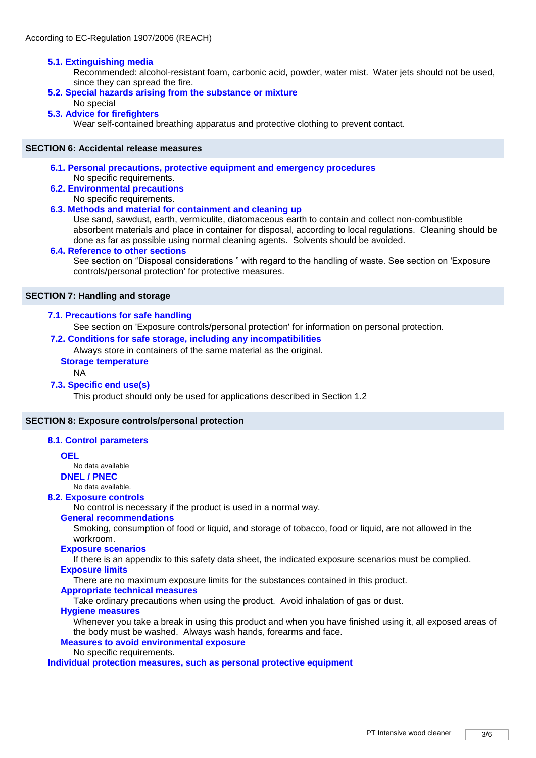### 5.1. Extinguishing media

Recommended: alcohol-resistant foam, carbonic acid, powder, water mist. Water jets should not be used, since they can spread the fire.

### 5.2. Special hazards arising from the substance or mixture

No special

### 5.3. Advice for firefighters

Wear self-contained breathing apparatus and protective clothing to prevent contact.

## SECTION 6: Accidental release measures

### 6.1. Personal precautions, protective equipment and emergency procedures

No specific requirements.

### 6.2. Environmental precautions

No specific requirements.

### 6.3. Methods and material for containment and cleaning up

Use sand, sawdust, earth, vermiculite, diatomaceous earth to contain and collect non-combustible absorbent materials and place in container for disposal, according to local regulations. Cleaning should be done as far as possible using normal cleaning agents. Solvents should be avoided.

### 6.4. Reference to other sections

See section on "Disposal considerations " with regard to the handling of waste. See section on 'Exposure controls/personal protection' for protective measures.

## SECTION 7: Handling and storage

### 7.1. Precautions for safe handling

See section on 'Exposure controls/personal protection' for information on personal protection.

### 7.2. Conditions for safe storage, including any incompatibilities

Always store in containers of the same material as the original.

#### Storage temperature

NA

### 7.3. Specific end use(s)

This product should only be used for applications described in Section 1.2

## SECTION 8: Exposure controls/personal protection

### 8.1. Control parameters

#### OEL

No data available

#### DNEL / PNEC

No data available.

### 8.2. Exposure controls

No control is necessary if the product is used in a normal way.

#### General recommendations

Smoking, consumption of food or liquid, and storage of tobacco, food or liquid, are not allowed in the workroom.

#### Exposure scenarios

If there is an appendix to this safety data sheet, the indicated exposure scenarios must be complied.

#### Exposure limits

There are no maximum exposure limits for the substances contained in this product.

#### Appropriate technical measures

Take ordinary precautions when using the product. Avoid inhalation of gas or dust.

#### Hygiene measures

Whenever you take a break in using this product and when you have finished using it, all exposed areas of the body must be washed. Always wash hands, forearms and face.

#### Measures to avoid environmental exposure

No specific requirements.

### Individual protection measures, such as personal protective equipment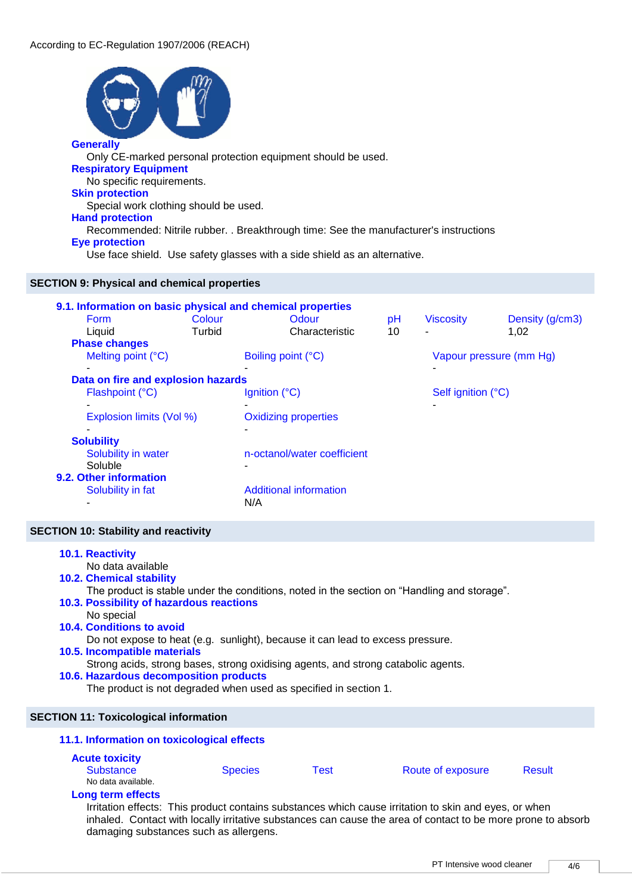According to EC-Regulation 1907/2006 (REACH)

**Generally**

Only CE-marked personal protection equipment should be used.

**Respiratory Equipment**

No specific requirements.

**Skin protection**

Special work clothing should be used.

**Hand protection**

Recommended: Nitrile rubber. . Breakthrough time: See the manufacturer's instructions

**Eye protection**

Use face shield.  Use safety glasses with a side shield as an alternative.

## SECTION 9: Physical and chemical properties

### 9.1. Information on basic physical and chemical properties

| Form | Colour | Odour | pH | Viscosity | Density (g/cm3) |
|---|---|---|---|---|---|
| Liquid | Turbid | Characteristic | 10 | - | 1,02 |

**Phase changes**

| Melting point (°C) | Boiling point (°C) | Vapour pressure (mm Hg) |
|---|---|---|
| - | - | - |

**Data on fire and explosion hazards**

| Flashpoint (°C) | Ignition (°C) | Self ignition (°C) |
|---|---|---|
| - | - | - |

| Explosion limits (Vol %) | Oxidizing properties |
|---|---|
| - | - |

**Solubility**

| Solubility in water | n-octanol/water coefficient |
|---|---|
| Soluble | - |

### 9.2. Other information

| Solubility in fat | Additional information |
|---|---|
| - | N/A |

## SECTION 10: Stability and reactivity

### 10.1. Reactivity

No data available

### 10.2. Chemical stability

The product is stable under the conditions, noted in the section on “Handling and storage”.

### 10.3. Possibility of hazardous reactions

No special

### 10.4. Conditions to avoid

Do not expose to heat (e.g.  sunlight), because it can lead to excess pressure.

### 10.5. Incompatible materials

Strong acids, strong bases, strong oxidising agents, and strong catabolic agents.

### 10.6. Hazardous decomposition products

The product is not degraded when used as specified in section 1.

## SECTION 11: Toxicological information

### 11.1. Information on toxicological effects

**Acute toxicity**

| Substance | Species | Test | Route of exposure | Result |
|---|---|---|---|---|
| No data available. | | | | |

**Long term effects**

Irritation effects:  This product contains substances which cause irritation to skin and eyes, or when inhaled.  Contact with locally irritative substances can cause the area of contact to be more prone to absorb damaging substances such as allergens.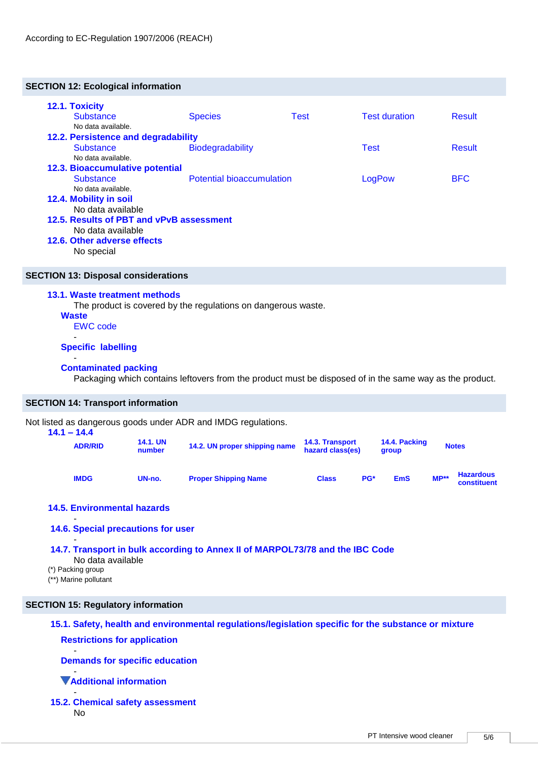According to EC-Regulation 1907/2006 (REACH)

## SECTION 12: Ecological information

### 12.1. Toxicity

| Substance | Species | Test | Test duration | Result |
|---|---|---|---|---|
| No data available. | | | | |

### 12.2. Persistence and degradability

| Substance | Biodegradability | Test | Result |
|---|---|---|---|
| No data available. | | | |

### 12.3. Bioaccumulative potential

| Substance | Potential bioaccumulation | LogPow | BFC |
|---|---|---|---|
| No data available. | | | |

### 12.4. Mobility in soil

No data available

### 12.5. Results of PBT and vPvB assessment

No data available

### 12.6. Other adverse effects

No special

## SECTION 13: Disposal considerations

### 13.1. Waste treatment methods

The product is covered by the regulations on dangerous waste.

**Waste**

EWC code

-

**Specific labelling**

-

**Contaminated packing**

Packaging which contains leftovers from the product must be disposed of in the same way as the product.

## SECTION 14: Transport information

Not listed as dangerous goods under ADR and IMDG regulations.

### 14.1 – 14.4

| ADR/RID | 14.1. UN number | 14.2. UN proper shipping name | 14.3. Transport hazard class(es) | 14.4. Packing group | Notes |
|---|---|---|---|---|---|

| IMDG | UN-no. | Proper Shipping Name | Class | PG* | EmS | MP** | Hazardous constituent |
|---|---|---|---|---|---|---|---|

### 14.5. Environmental hazards

-

### 14.6. Special precautions for user

-

### 14.7. Transport in bulk according to Annex II of MARPOL73/78 and the IBC Code

No data available

(*) Packing group

(**) Marine pollutant

## SECTION 15: Regulatory information

### 15.1. Safety, health and environmental regulations/legislation specific for the substance or mixture

**Restrictions for application**

-

**Demands for specific education**

-

**Additional information**

-

### 15.2. Chemical safety assessment

No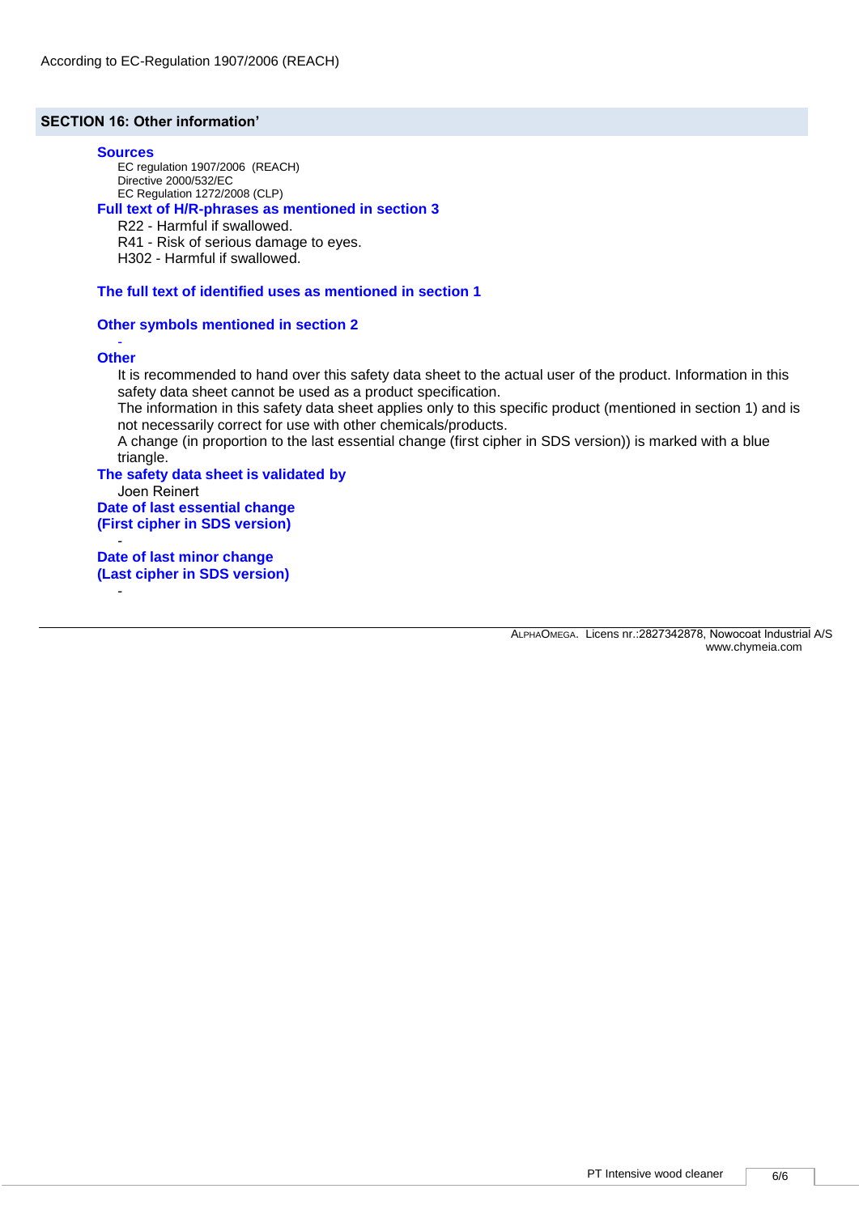## SECTION 16: Other information'

**Sources**

EC regulation 1907/2006 (REACH)
Directive 2000/532/EC
EC Regulation 1272/2008 (CLP)

**Full text of H/R-phrases as mentioned in section 3**

R22 - Harmful if swallowed.
R41 - Risk of serious damage to eyes.
H302 - Harmful if swallowed.

**The full text of identified uses as mentioned in section 1**

**Other symbols mentioned in section 2**

-

**Other**

It is recommended to hand over this safety data sheet to the actual user of the product. Information in this safety data sheet cannot be used as a product specification.
The information in this safety data sheet applies only to this specific product (mentioned in section 1) and is not necessarily correct for use with other chemicals/products.
A change (in proportion to the last essential change (first cipher in SDS version)) is marked with a blue triangle.

**The safety data sheet is validated by**

Joen Reinert

**Date of last essential change**
**(First cipher in SDS version)**

-

**Date of last minor change**
**(Last cipher in SDS version)**

-

ALPHAOMEGA. Licens nr.:2827342878, Nowocoat Industrial A/S
www.chymeia.com